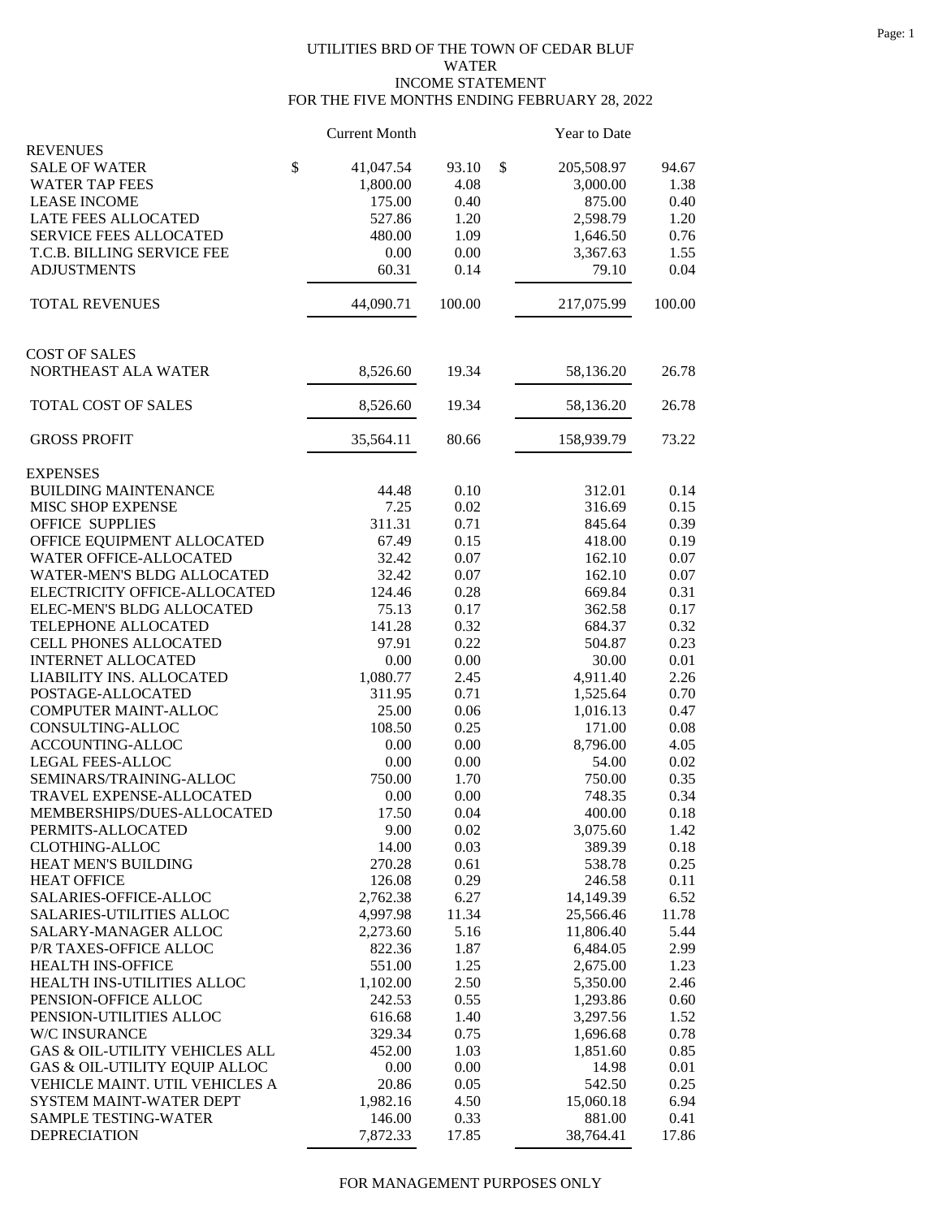UTILITIES BRD OF THE TOWN OF CEDAR BLUF
WATER
INCOME STATEMENT
FOR THE FIVE MONTHS ENDING FEBRUARY 28, 2022

| | Current Month | | Year to Date | |
|---|---|---|---|---|
| **REVENUES** | | | | |
| SALE OF WATER | $ 41,047.54 | 93.10 | $ 205,508.97 | 94.67 |
| WATER TAP FEES | 1,800.00 | 4.08 | 3,000.00 | 1.38 |
| LEASE INCOME | 175.00 | 0.40 | 875.00 | 0.40 |
| LATE FEES ALLOCATED | 527.86 | 1.20 | 2,598.79 | 1.20 |
| SERVICE FEES ALLOCATED | 480.00 | 1.09 | 1,646.50 | 0.76 |
| T.C.B. BILLING SERVICE FEE | 0.00 | 0.00 | 3,367.63 | 1.55 |
| ADJUSTMENTS | 60.31 | 0.14 | 79.10 | 0.04 |
| TOTAL REVENUES | 44,090.71 | 100.00 | 217,075.99 | 100.00 |
| **COST OF SALES** | | | | |
| NORTHEAST ALA WATER | 8,526.60 | 19.34 | 58,136.20 | 26.78 |
| TOTAL COST OF SALES | 8,526.60 | 19.34 | 58,136.20 | 26.78 |
| GROSS PROFIT | 35,564.11 | 80.66 | 158,939.79 | 73.22 |
| **EXPENSES** | | | | |
| BUILDING MAINTENANCE | 44.48 | 0.10 | 312.01 | 0.14 |
| MISC SHOP EXPENSE | 7.25 | 0.02 | 316.69 | 0.15 |
| OFFICE SUPPLIES | 311.31 | 0.71 | 845.64 | 0.39 |
| OFFICE EQUIPMENT ALLOCATED | 67.49 | 0.15 | 418.00 | 0.19 |
| WATER OFFICE-ALLOCATED | 32.42 | 0.07 | 162.10 | 0.07 |
| WATER-MEN'S BLDG ALLOCATED | 32.42 | 0.07 | 162.10 | 0.07 |
| ELECTRICITY OFFICE-ALLOCATED | 124.46 | 0.28 | 669.84 | 0.31 |
| ELEC-MEN'S BLDG ALLOCATED | 75.13 | 0.17 | 362.58 | 0.17 |
| TELEPHONE ALLOCATED | 141.28 | 0.32 | 684.37 | 0.32 |
| CELL PHONES ALLOCATED | 97.91 | 0.22 | 504.87 | 0.23 |
| INTERNET ALLOCATED | 0.00 | 0.00 | 30.00 | 0.01 |
| LIABILITY INS. ALLOCATED | 1,080.77 | 2.45 | 4,911.40 | 2.26 |
| POSTAGE-ALLOCATED | 311.95 | 0.71 | 1,525.64 | 0.70 |
| COMPUTER MAINT-ALLOC | 25.00 | 0.06 | 1,016.13 | 0.47 |
| CONSULTING-ALLOC | 108.50 | 0.25 | 171.00 | 0.08 |
| ACCOUNTING-ALLOC | 0.00 | 0.00 | 8,796.00 | 4.05 |
| LEGAL FEES-ALLOC | 0.00 | 0.00 | 54.00 | 0.02 |
| SEMINARS/TRAINING-ALLOC | 750.00 | 1.70 | 750.00 | 0.35 |
| TRAVEL EXPENSE-ALLOCATED | 0.00 | 0.00 | 748.35 | 0.34 |
| MEMBERSHIPS/DUES-ALLOCATED | 17.50 | 0.04 | 400.00 | 0.18 |
| PERMITS-ALLOCATED | 9.00 | 0.02 | 3,075.60 | 1.42 |
| CLOTHING-ALLOC | 14.00 | 0.03 | 389.39 | 0.18 |
| HEAT MEN'S BUILDING | 270.28 | 0.61 | 538.78 | 0.25 |
| HEAT OFFICE | 126.08 | 0.29 | 246.58 | 0.11 |
| SALARIES-OFFICE-ALLOC | 2,762.38 | 6.27 | 14,149.39 | 6.52 |
| SALARIES-UTILITIES ALLOC | 4,997.98 | 11.34 | 25,566.46 | 11.78 |
| SALARY-MANAGER ALLOC | 2,273.60 | 5.16 | 11,806.40 | 5.44 |
| P/R TAXES-OFFICE ALLOC | 822.36 | 1.87 | 6,484.05 | 2.99 |
| HEALTH INS-OFFICE | 551.00 | 1.25 | 2,675.00 | 1.23 |
| HEALTH INS-UTILITIES ALLOC | 1,102.00 | 2.50 | 5,350.00 | 2.46 |
| PENSION-OFFICE ALLOC | 242.53 | 0.55 | 1,293.86 | 0.60 |
| PENSION-UTILITIES ALLOC | 616.68 | 1.40 | 3,297.56 | 1.52 |
| W/C INSURANCE | 329.34 | 0.75 | 1,696.68 | 0.78 |
| GAS & OIL-UTILITY VEHICLES ALL | 452.00 | 1.03 | 1,851.60 | 0.85 |
| GAS & OIL-UTILITY EQUIP ALLOC | 0.00 | 0.00 | 14.98 | 0.01 |
| VEHICLE MAINT. UTIL VEHICLES A | 20.86 | 0.05 | 542.50 | 0.25 |
| SYSTEM MAINT-WATER DEPT | 1,982.16 | 4.50 | 15,060.18 | 6.94 |
| SAMPLE TESTING-WATER | 146.00 | 0.33 | 881.00 | 0.41 |
| DEPRECIATION | 7,872.33 | 17.85 | 38,764.41 | 17.86 |

FOR MANAGEMENT PURPOSES ONLY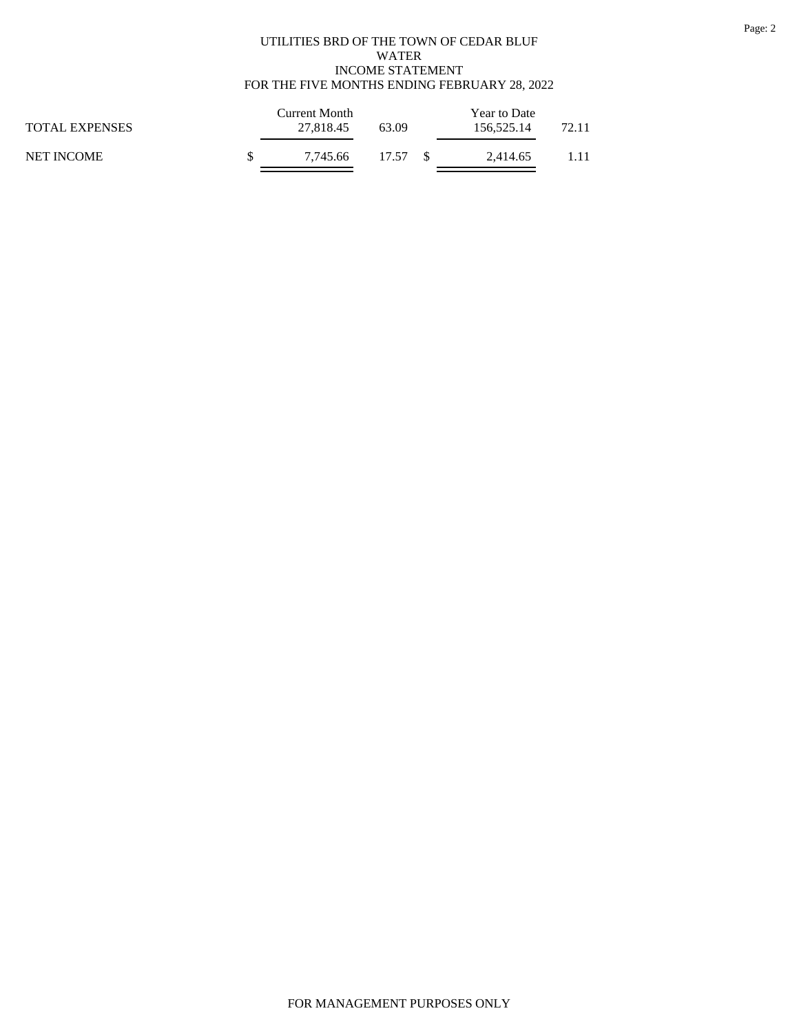UTILITIES BRD OF THE TOWN OF CEDAR BLUF
WATER
INCOME STATEMENT
FOR THE FIVE MONTHS ENDING FEBRUARY 28, 2022

| | Current Month | | Year to Date | |
|---|---|---|---|---|
| TOTAL EXPENSES | 27,818.45 | 63.09 | 156,525.14 | 72.11 |
| NET INCOME | $ 7,745.66 | 17.57 | $ 2,414.65 | 1.11 |

FOR MANAGEMENT PURPOSES ONLY